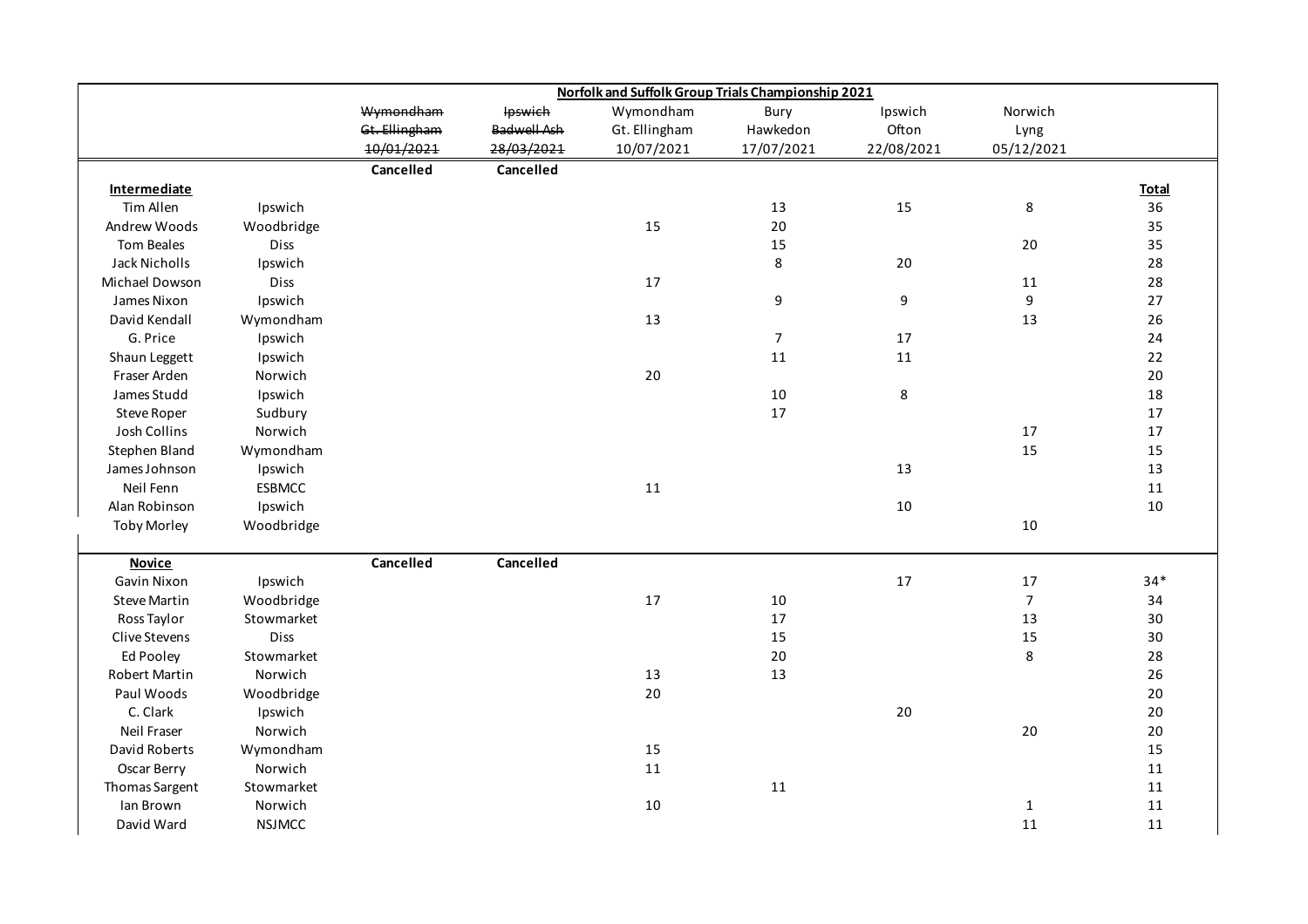| Norfolk and Suffolk Group Trials Championship 2021 | | | | | | | | |
|---|---|---|---|---|---|---|---|---|
| | | ~~Wymondham~~ | ~~Ipswich~~ | Wymondham | Bury | Ipswich | Norwich | |
| | | ~~Gt. Ellingham~~ | ~~Badwell Ash~~ | Gt. Ellingham | Hawkedon | Ofton | Lyng | |
| | | ~~10/01/2021~~ | ~~28/03/2021~~ | 10/07/2021 | 17/07/2021 | 22/08/2021 | 05/12/2021 | |
| | | **Cancelled** | **Cancelled** | | | | | |
| **Intermediate** | | | | | | | | **Total** |
| Tim Allen | Ipswich | | | | 13 | 15 | 8 | 36 |
| Andrew Woods | Woodbridge | | | 15 | 20 | | | 35 |
| Tom Beales | Diss | | | | 15 | | 20 | 35 |
| Jack Nicholls | Ipswich | | | | 8 | 20 | | 28 |
| Michael Dowson | Diss | | | 17 | | | 11 | 28 |
| James Nixon | Ipswich | | | | 9 | 9 | 9 | 27 |
| David Kendall | Wymondham | | | 13 | | | 13 | 26 |
| G. Price | Ipswich | | | | 7 | 17 | | 24 |
| Shaun Leggett | Ipswich | | | | 11 | 11 | | 22 |
| Fraser Arden | Norwich | | | 20 | | | | 20 |
| James Studd | Ipswich | | | | 10 | 8 | | 18 |
| Steve Roper | Sudbury | | | | 17 | | | 17 |
| Josh Collins | Norwich | | | | | | 17 | 17 |
| Stephen Bland | Wymondham | | | | | | 15 | 15 |
| James Johnson | Ipswich | | | | | 13 | | 13 |
| Neil Fenn | ESBMCC | | | 11 | | | | 11 |
| Alan Robinson | Ipswich | | | | | 10 | | 10 |
| Toby Morley | Woodbridge | | | | | | 10 | |
| **Novice** | | **Cancelled** | **Cancelled** | | | | | |
| Gavin Nixon | Ipswich | | | | | 17 | 17 | 34* |
| Steve Martin | Woodbridge | | | 17 | 10 | | 7 | 34 |
| Ross Taylor | Stowmarket | | | | 17 | | 13 | 30 |
| Clive Stevens | Diss | | | | 15 | | 15 | 30 |
| Ed Pooley | Stowmarket | | | | 20 | | 8 | 28 |
| Robert Martin | Norwich | | | 13 | 13 | | | 26 |
| Paul Woods | Woodbridge | | | 20 | | | | 20 |
| C. Clark | Ipswich | | | | | 20 | | 20 |
| Neil Fraser | Norwich | | | | | | 20 | 20 |
| David Roberts | Wymondham | | | 15 | | | | 15 |
| Oscar Berry | Norwich | | | 11 | | | | 11 |
| Thomas Sargent | Stowmarket | | | | 11 | | | 11 |
| Ian Brown | Norwich | | | 10 | | | 1 | 11 |
| David Ward | NSJMCC | | | | | | 11 | 11 |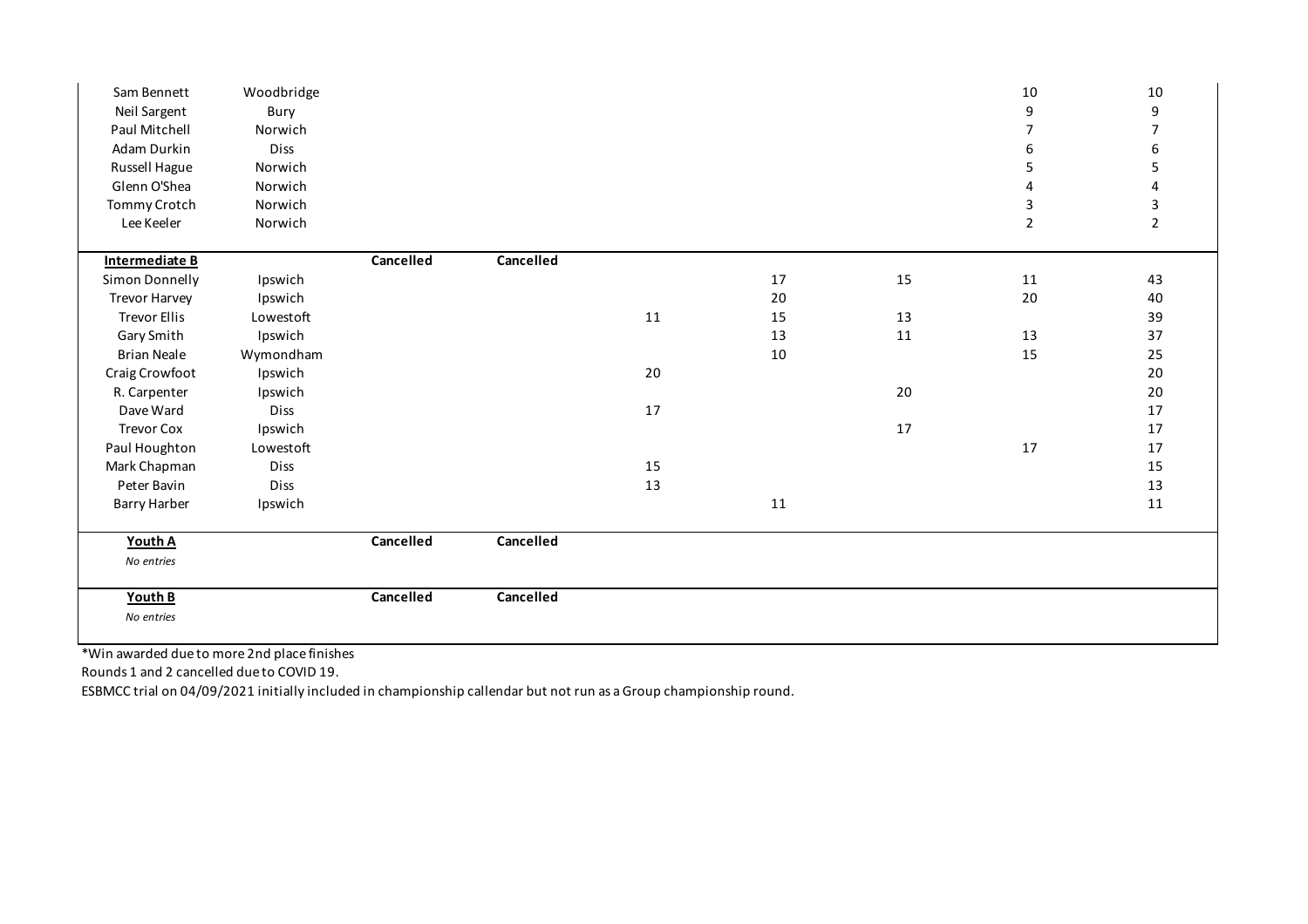| | | | | | | | | |
|---|---|---|---|---|---|---|---|---|
| Sam Bennett | Woodbridge | | | | | | 10 | 10 |
| Neil Sargent | Bury | | | | | | 9 | 9 |
| Paul Mitchell | Norwich | | | | | | 7 | 7 |
| Adam Durkin | Diss | | | | | | 6 | 6 |
| Russell Hague | Norwich | | | | | | 5 | 5 |
| Glenn O'Shea | Norwich | | | | | | 4 | 4 |
| Tommy Crotch | Norwich | | | | | | 3 | 3 |
| Lee Keeler | Norwich | | | | | | 2 | 2 |
| **Intermediate B** | | **Cancelled** | **Cancelled** | | | | | |
| Simon Donnelly | Ipswich | | | | 17 | 15 | 11 | 43 |
| Trevor Harvey | Ipswich | | | | 20 | | 20 | 40 |
| Trevor Ellis | Lowestoft | | | 11 | 15 | 13 | | 39 |
| Gary Smith | Ipswich | | | | 13 | 11 | 13 | 37 |
| Brian Neale | Wymondham | | | | 10 | | 15 | 25 |
| Craig Crowfoot | Ipswich | | | 20 | | | | 20 |
| R. Carpenter | Ipswich | | | | | 20 | | 20 |
| Dave Ward | Diss | | | 17 | | | | 17 |
| Trevor Cox | Ipswich | | | | | 17 | | 17 |
| Paul Houghton | Lowestoft | | | | | | 17 | 17 |
| Mark Chapman | Diss | | | 15 | | | | 15 |
| Peter Bavin | Diss | | | 13 | | | | 13 |
| Barry Harber | Ipswich | | | | 11 | | | 11 |
| **Youth A** | | **Cancelled** | **Cancelled** | | | | | |
| *No entries* | | | | | | | | |
| **Youth B** | | **Cancelled** | **Cancelled** | | | | | |
| *No entries* | | | | | | | | |

*Win awarded due to more 2nd place finishes

Rounds 1 and 2 cancelled due to COVID 19.

ESBMCC trial on 04/09/2021 initially included in championship callendar but not run as a Group championship round.